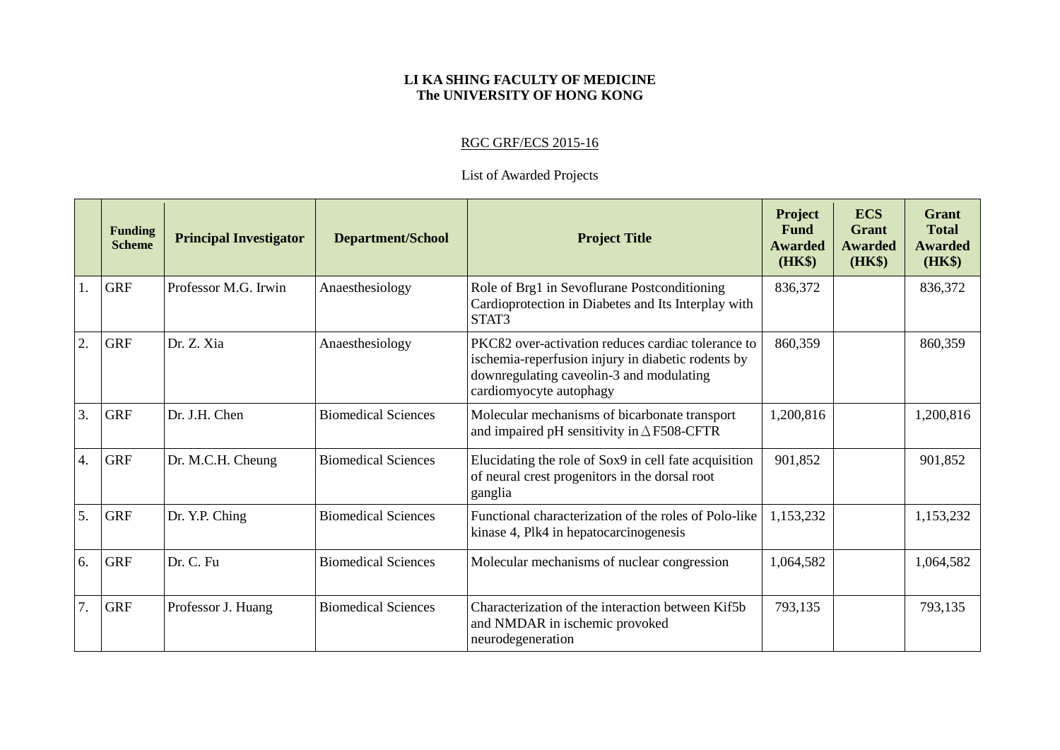**LI KA SHING FACULTY OF MEDICINE**
**The UNIVERSITY OF HONG KONG**

RGC GRF/ECS 2015-16

List of Awarded Projects

| | Funding Scheme | Principal Investigator | Department/School | Project Title | Project Fund Awarded (HK$) | ECS Grant Awarded (HK$) | Grant Total Awarded (HK$) |
|---|---|---|---|---|---|---|---|
| 1. | GRF | Professor M.G. Irwin | Anaesthesiology | Role of Brg1 in Sevoflurane Postconditioning Cardioprotection in Diabetes and Its Interplay with STAT3 | 836,372 | | 836,372 |
| 2. | GRF | Dr. Z. Xia | Anaesthesiology | PKCß2 over-activation reduces cardiac tolerance to ischemia-reperfusion injury in diabetic rodents by downregulating caveolin-3 and modulating cardiomyocyte autophagy | 860,359 | | 860,359 |
| 3. | GRF | Dr. J.H. Chen | Biomedical Sciences | Molecular mechanisms of bicarbonate transport and impaired pH sensitivity in ∆F508-CFTR | 1,200,816 | | 1,200,816 |
| 4. | GRF | Dr. M.C.H. Cheung | Biomedical Sciences | Elucidating the role of Sox9 in cell fate acquisition of neural crest progenitors in the dorsal root ganglia | 901,852 | | 901,852 |
| 5. | GRF | Dr. Y.P. Ching | Biomedical Sciences | Functional characterization of the roles of Polo-like kinase 4, Plk4 in hepatocarcinogenesis | 1,153,232 | | 1,153,232 |
| 6. | GRF | Dr. C. Fu | Biomedical Sciences | Molecular mechanisms of nuclear congression | 1,064,582 | | 1,064,582 |
| 7. | GRF | Professor J. Huang | Biomedical Sciences | Characterization of the interaction between Kif5b and NMDAR in ischemic provoked neurodegeneration | 793,135 | | 793,135 |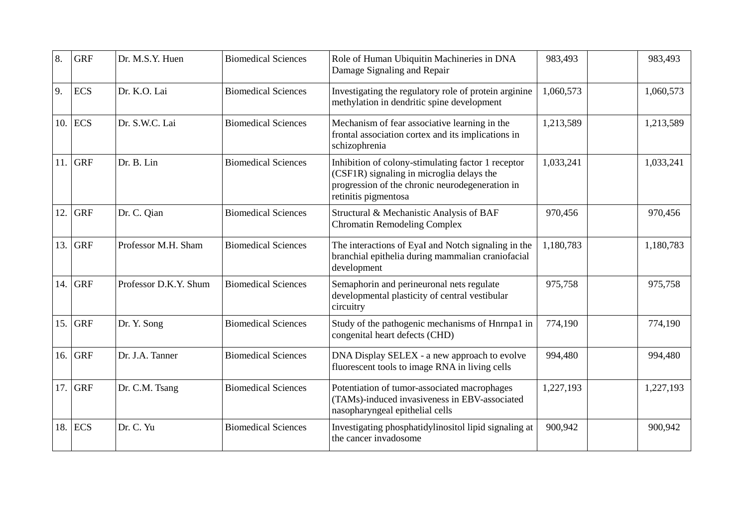| 8. | GRF | Dr. M.S.Y. Huen | Biomedical Sciences | Role of Human Ubiquitin Machineries in DNA Damage Signaling and Repair | 983,493 | | 983,493 |
|---|---|---|---|---|---|---|---|
| 9. | ECS | Dr. K.O. Lai | Biomedical Sciences | Investigating the regulatory role of protein arginine methylation in dendritic spine development | 1,060,573 | | 1,060,573 |
| 10. | ECS | Dr. S.W.C. Lai | Biomedical Sciences | Mechanism of fear associative learning in the frontal association cortex and its implications in schizophrenia | 1,213,589 | | 1,213,589 |
| 11. | GRF | Dr. B. Lin | Biomedical Sciences | Inhibition of colony-stimulating factor 1 receptor (CSF1R) signaling in microglia delays the progression of the chronic neurodegeneration in retinitis pigmentosa | 1,033,241 | | 1,033,241 |
| 12. | GRF | Dr. C. Qian | Biomedical Sciences | Structural & Mechanistic Analysis of BAF Chromatin Remodeling Complex | 970,456 | | 970,456 |
| 13. | GRF | Professor M.H. Sham | Biomedical Sciences | The interactions of EyaI and Notch signaling in the branchial epithelia during mammalian craniofacial development | 1,180,783 | | 1,180,783 |
| 14. | GRF | Professor D.K.Y. Shum | Biomedical Sciences | Semaphorin and perineuronal nets regulate developmental plasticity of central vestibular circuitry | 975,758 | | 975,758 |
| 15. | GRF | Dr. Y. Song | Biomedical Sciences | Study of the pathogenic mechanisms of Hnrnpa1 in congenital heart defects (CHD) | 774,190 | | 774,190 |
| 16. | GRF | Dr. J.A. Tanner | Biomedical Sciences | DNA Display SELEX - a new approach to evolve fluorescent tools to image RNA in living cells | 994,480 | | 994,480 |
| 17. | GRF | Dr. C.M. Tsang | Biomedical Sciences | Potentiation of tumor-associated macrophages (TAMs)-induced invasiveness in EBV-associated nasopharyngeal epithelial cells | 1,227,193 | | 1,227,193 |
| 18. | ECS | Dr. C. Yu | Biomedical Sciences | Investigating phosphatidylinositol lipid signaling at the cancer invadosome | 900,942 | | 900,942 |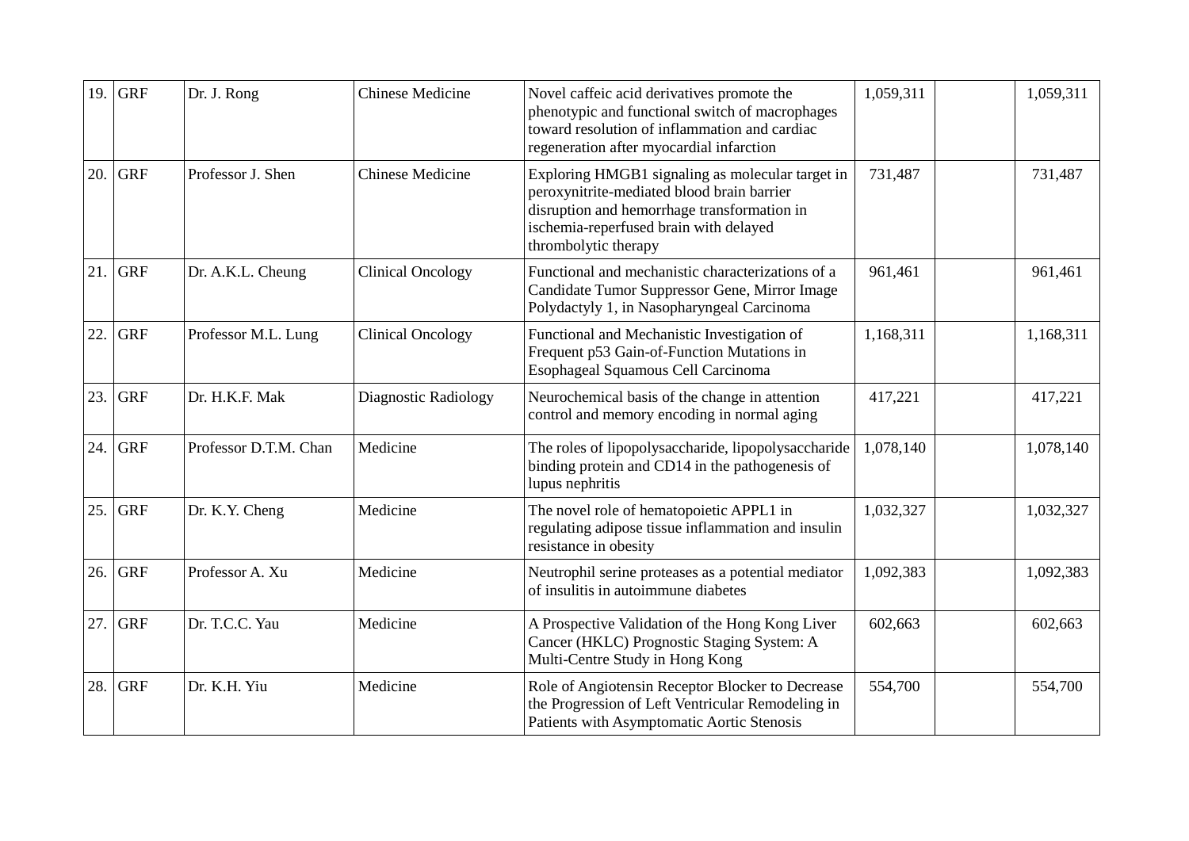| 19. | GRF | Dr. J. Rong | Chinese Medicine | Novel caffeic acid derivatives promote the phenotypic and functional switch of macrophages toward resolution of inflammation and cardiac regeneration after myocardial infarction | 1,059,311 | | 1,059,311 |
|---|---|---|---|---|---|---|---|
| 20. | GRF | Professor J. Shen | Chinese Medicine | Exploring HMGB1 signaling as molecular target in peroxynitrite-mediated blood brain barrier disruption and hemorrhage transformation in ischemia-reperfused brain with delayed thrombolytic therapy | 731,487 | | 731,487 |
| 21. | GRF | Dr. A.K.L. Cheung | Clinical Oncology | Functional and mechanistic characterizations of a Candidate Tumor Suppressor Gene, Mirror Image Polydactyly 1, in Nasopharyngeal Carcinoma | 961,461 | | 961,461 |
| 22. | GRF | Professor M.L. Lung | Clinical Oncology | Functional and Mechanistic Investigation of Frequent p53 Gain-of-Function Mutations in Esophageal Squamous Cell Carcinoma | 1,168,311 | | 1,168,311 |
| 23. | GRF | Dr. H.K.F. Mak | Diagnostic Radiology | Neurochemical basis of the change in attention control and memory encoding in normal aging | 417,221 | | 417,221 |
| 24. | GRF | Professor D.T.M. Chan | Medicine | The roles of lipopolysaccharide, lipopolysaccharide binding protein and CD14 in the pathogenesis of lupus nephritis | 1,078,140 | | 1,078,140 |
| 25. | GRF | Dr. K.Y. Cheng | Medicine | The novel role of hematopoietic APPL1 in regulating adipose tissue inflammation and insulin resistance in obesity | 1,032,327 | | 1,032,327 |
| 26. | GRF | Professor A. Xu | Medicine | Neutrophil serine proteases as a potential mediator of insulitis in autoimmune diabetes | 1,092,383 | | 1,092,383 |
| 27. | GRF | Dr. T.C.C. Yau | Medicine | A Prospective Validation of the Hong Kong Liver Cancer (HKLC) Prognostic Staging System: A Multi-Centre Study in Hong Kong | 602,663 | | 602,663 |
| 28. | GRF | Dr. K.H. Yiu | Medicine | Role of Angiotensin Receptor Blocker to Decrease the Progression of Left Ventricular Remodeling in Patients with Asymptomatic Aortic Stenosis | 554,700 | | 554,700 |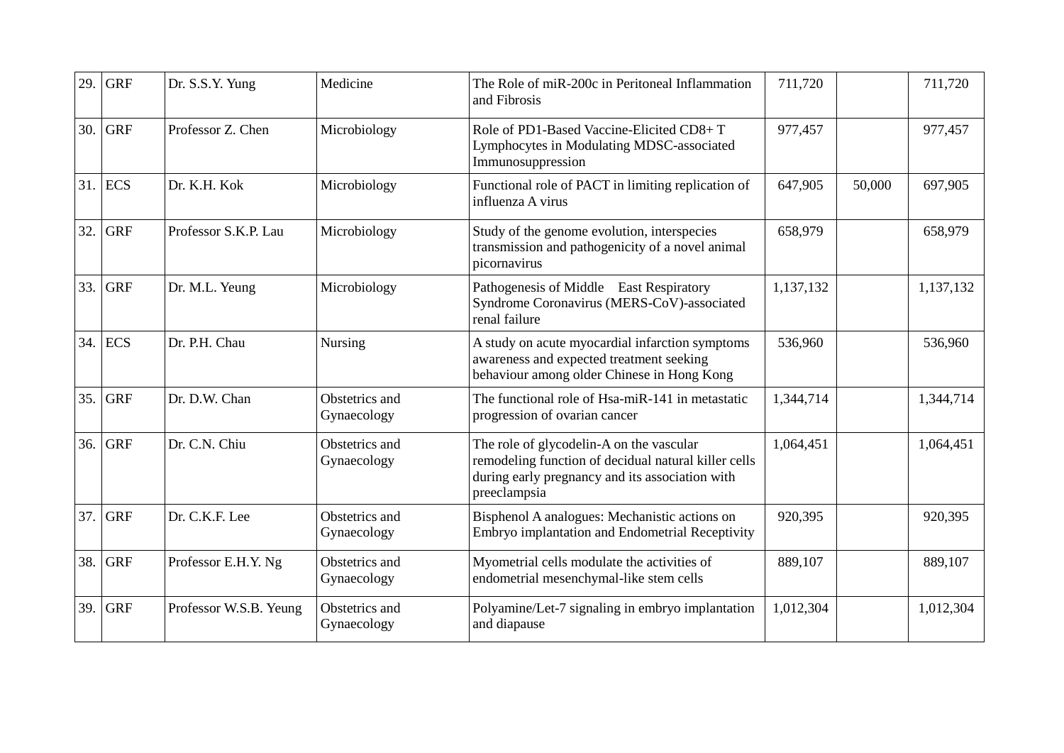| | | | | | | | |
|---|---|---|---|---|---|---|---|
| 29. | GRF | Dr. S.S.Y. Yung | Medicine | The Role of miR-200c in Peritoneal Inflammation and Fibrosis | 711,720 | | 711,720 |
| 30. | GRF | Professor Z. Chen | Microbiology | Role of PD1-Based Vaccine-Elicited CD8+ T Lymphocytes in Modulating MDSC-associated Immunosuppression | 977,457 | | 977,457 |
| 31. | ECS | Dr. K.H. Kok | Microbiology | Functional role of PACT in limiting replication of influenza A virus | 647,905 | 50,000 | 697,905 |
| 32. | GRF | Professor S.K.P. Lau | Microbiology | Study of the genome evolution, interspecies transmission and pathogenicity of a novel animal picornavirus | 658,979 | | 658,979 |
| 33. | GRF | Dr. M.L. Yeung | Microbiology | Pathogenesis of Middle East Respiratory Syndrome Coronavirus (MERS-CoV)-associated renal failure | 1,137,132 | | 1,137,132 |
| 34. | ECS | Dr. P.H. Chau | Nursing | A study on acute myocardial infarction symptoms awareness and expected treatment seeking behaviour among older Chinese in Hong Kong | 536,960 | | 536,960 |
| 35. | GRF | Dr. D.W. Chan | Obstetrics and Gynaecology | The functional role of Hsa-miR-141 in metastatic progression of ovarian cancer | 1,344,714 | | 1,344,714 |
| 36. | GRF | Dr. C.N. Chiu | Obstetrics and Gynaecology | The role of glycodelin-A on the vascular remodeling function of decidual natural killer cells during early pregnancy and its association with preeclampsia | 1,064,451 | | 1,064,451 |
| 37. | GRF | Dr. C.K.F. Lee | Obstetrics and Gynaecology | Bisphenol A analogues: Mechanistic actions on Embryo implantation and Endometrial Receptivity | 920,395 | | 920,395 |
| 38. | GRF | Professor E.H.Y. Ng | Obstetrics and Gynaecology | Myometrial cells modulate the activities of endometrial mesenchymal-like stem cells | 889,107 | | 889,107 |
| 39. | GRF | Professor W.S.B. Yeung | Obstetrics and Gynaecology | Polyamine/Let-7 signaling in embryo implantation and diapause | 1,012,304 | | 1,012,304 |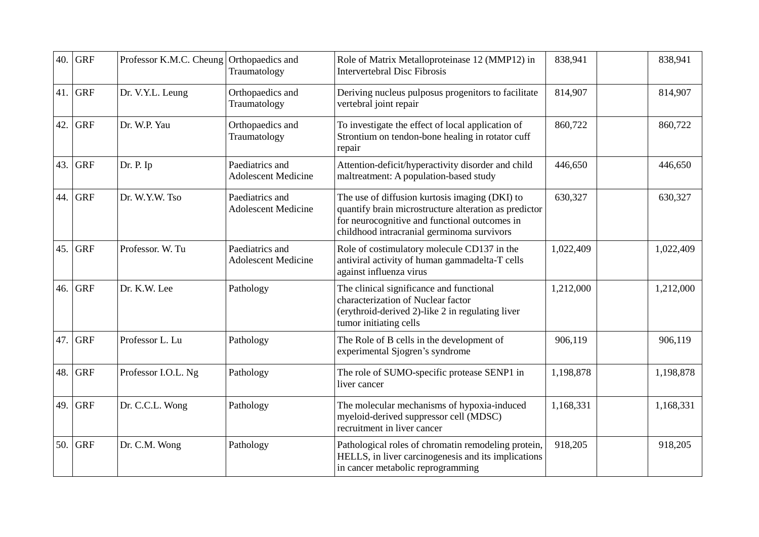| | | | | | | | |
|---|---|---|---|---|---|---|---|
| 40. | GRF | Professor K.M.C. Cheung | Orthopaedics and Traumatology | Role of Matrix Metalloproteinase 12 (MMP12) in Intervertebral Disc Fibrosis | 838,941 | | 838,941 |
| 41. | GRF | Dr. V.Y.L. Leung | Orthopaedics and Traumatology | Deriving nucleus pulposus progenitors to facilitate vertebral joint repair | 814,907 | | 814,907 |
| 42. | GRF | Dr. W.P. Yau | Orthopaedics and Traumatology | To investigate the effect of local application of Strontium on tendon-bone healing in rotator cuff repair | 860,722 | | 860,722 |
| 43. | GRF | Dr. P. Ip | Paediatrics and Adolescent Medicine | Attention-deficit/hyperactivity disorder and child maltreatment: A population-based study | 446,650 | | 446,650 |
| 44. | GRF | Dr. W.Y.W. Tso | Paediatrics and Adolescent Medicine | The use of diffusion kurtosis imaging (DKI) to quantify brain microstructure alteration as predictor for neurocognitive and functional outcomes in childhood intracranial germinoma survivors | 630,327 | | 630,327 |
| 45. | GRF | Professor. W. Tu | Paediatrics and Adolescent Medicine | Role of costimulatory molecule CD137 in the antiviral activity of human gammadelta-T cells against influenza virus | 1,022,409 | | 1,022,409 |
| 46. | GRF | Dr. K.W. Lee | Pathology | The clinical significance and functional characterization of Nuclear factor (erythroid-derived 2)-like 2 in regulating liver tumor initiating cells | 1,212,000 | | 1,212,000 |
| 47. | GRF | Professor L. Lu | Pathology | The Role of B cells in the development of experimental Sjogren's syndrome | 906,119 | | 906,119 |
| 48. | GRF | Professor I.O.L. Ng | Pathology | The role of SUMO-specific protease SENP1 in liver cancer | 1,198,878 | | 1,198,878 |
| 49. | GRF | Dr. C.C.L. Wong | Pathology | The molecular mechanisms of hypoxia-induced myeloid-derived suppressor cell (MDSC) recruitment in liver cancer | 1,168,331 | | 1,168,331 |
| 50. | GRF | Dr. C.M. Wong | Pathology | Pathological roles of chromatin remodeling protein, HELLS, in liver carcinogenesis and its implications in cancer metabolic reprogramming | 918,205 | | 918,205 |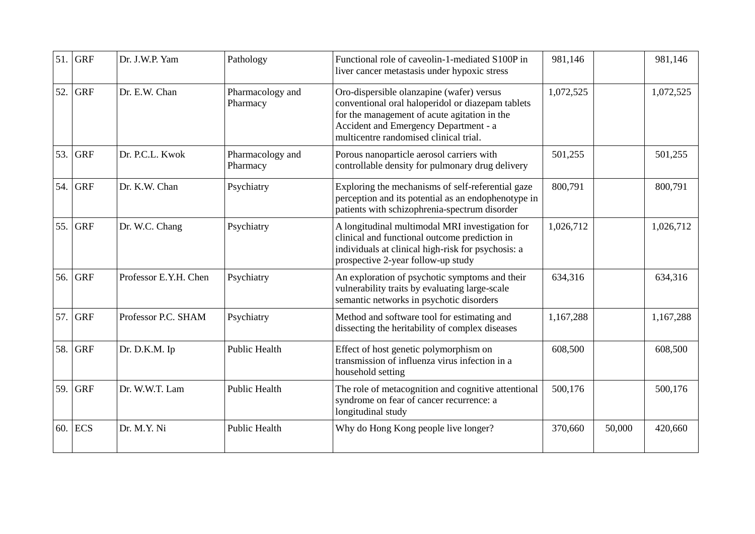| 51. | GRF | Dr. J.W.P. Yam | Pathology | Functional role of caveolin-1-mediated S100P in liver cancer metastasis under hypoxic stress | 981,146 | | 981,146 |
|---|---|---|---|---|---|---|---|
| 52. | GRF | Dr. E.W. Chan | Pharmacology and Pharmacy | Oro-dispersible olanzapine (wafer) versus conventional oral haloperidol or diazepam tablets for the management of acute agitation in the Accident and Emergency Department - a multicentre randomised clinical trial. | 1,072,525 | | 1,072,525 |
| 53. | GRF | Dr. P.C.L. Kwok | Pharmacology and Pharmacy | Porous nanoparticle aerosol carriers with controllable density for pulmonary drug delivery | 501,255 | | 501,255 |
| 54. | GRF | Dr. K.W. Chan | Psychiatry | Exploring the mechanisms of self-referential gaze perception and its potential as an endophenotype in patients with schizophrenia-spectrum disorder | 800,791 | | 800,791 |
| 55. | GRF | Dr. W.C. Chang | Psychiatry | A longitudinal multimodal MRI investigation for clinical and functional outcome prediction in individuals at clinical high-risk for psychosis: a prospective 2-year follow-up study | 1,026,712 | | 1,026,712 |
| 56. | GRF | Professor E.Y.H. Chen | Psychiatry | An exploration of psychotic symptoms and their vulnerability traits by evaluating large-scale semantic networks in psychotic disorders | 634,316 | | 634,316 |
| 57. | GRF | Professor P.C. SHAM | Psychiatry | Method and software tool for estimating and dissecting the heritability of complex diseases | 1,167,288 | | 1,167,288 |
| 58. | GRF | Dr. D.K.M. Ip | Public Health | Effect of host genetic polymorphism on transmission of influenza virus infection in a household setting | 608,500 | | 608,500 |
| 59. | GRF | Dr. W.W.T. Lam | Public Health | The role of metacognition and cognitive attentional syndrome on fear of cancer recurrence: a longitudinal study | 500,176 | | 500,176 |
| 60. | ECS | Dr. M.Y. Ni | Public Health | Why do Hong Kong people live longer? | 370,660 | 50,000 | 420,660 |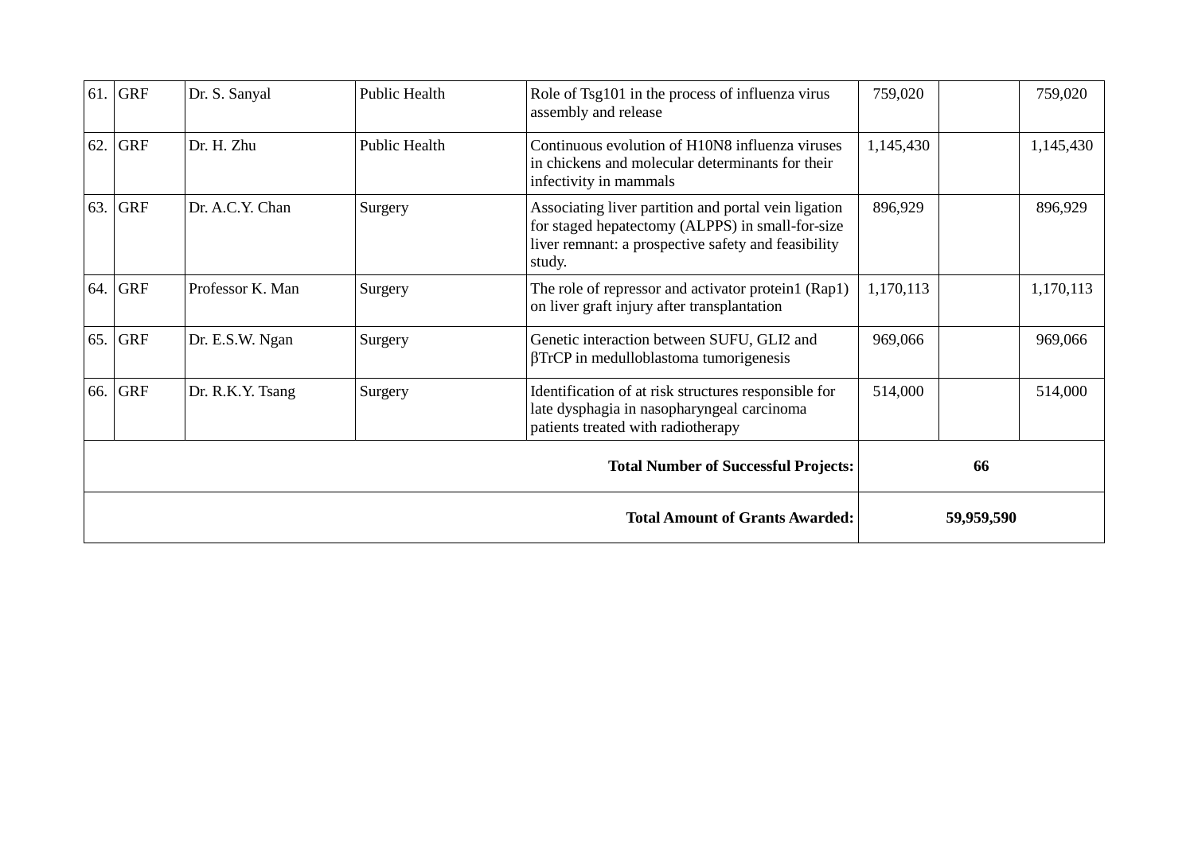| | | | | | | | |
|---|---|---|---|---|---|---|---|
| 61. | GRF | Dr. S. Sanyal | Public Health | Role of Tsg101 in the process of influenza virus assembly and release | 759,020 | | 759,020 |
| 62. | GRF | Dr. H. Zhu | Public Health | Continuous evolution of H10N8 influenza viruses in chickens and molecular determinants for their infectivity in mammals | 1,145,430 | | 1,145,430 |
| 63. | GRF | Dr. A.C.Y. Chan | Surgery | Associating liver partition and portal vein ligation for staged hepatectomy (ALPPS) in small-for-size liver remnant: a prospective safety and feasibility study. | 896,929 | | 896,929 |
| 64. | GRF | Professor K. Man | Surgery | The role of repressor and activator protein1 (Rap1) on liver graft injury after transplantation | 1,170,113 | | 1,170,113 |
| 65. | GRF | Dr. E.S.W. Ngan | Surgery | Genetic interaction between SUFU, GLI2 and βTrCP in medulloblastoma tumorigenesis | 969,066 | | 969,066 |
| 66. | GRF | Dr. R.K.Y. Tsang | Surgery | Identification of at risk structures responsible for late dysphagia in nasopharyngeal carcinoma patients treated with radiotherapy | 514,000 | | 514,000 |
| | | | | **Total Number of Successful Projects:** | **66** | | |
| | | | | **Total Amount of Grants Awarded:** | **59,959,590** | | |